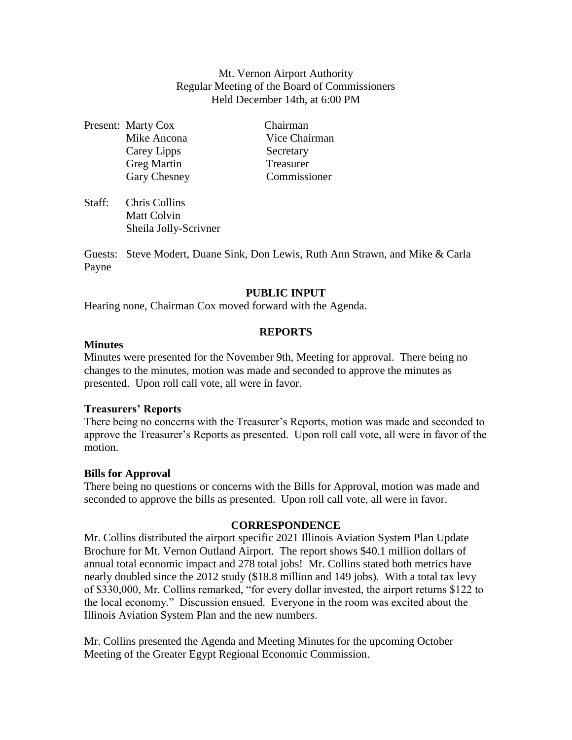Mt. Vernon Airport Authority
Regular Meeting of the Board of Commissioners
Held December 14th, at 6:00 PM

| Present: | | |
|---|---|---|
| | Marty Cox | Chairman |
| | Mike Ancona | Vice Chairman |
| | Carey Lipps | Secretary |
| | Greg Martin | Treasurer |
| | Gary Chesney | Commissioner |

Staff: Chris Collins
Matt Colvin
Sheila Jolly-Scrivner

Guests: Steve Modert, Duane Sink, Don Lewis, Ruth Ann Strawn, and Mike & Carla Payne

## PUBLIC INPUT

Hearing none, Chairman Cox moved forward with the Agenda.

## REPORTS

### Minutes

Minutes were presented for the November 9th, Meeting for approval. There being no changes to the minutes, motion was made and seconded to approve the minutes as presented. Upon roll call vote, all were in favor.

### Treasurers' Reports

There being no concerns with the Treasurer's Reports, motion was made and seconded to approve the Treasurer's Reports as presented. Upon roll call vote, all were in favor of the motion.

### Bills for Approval

There being no questions or concerns with the Bills for Approval, motion was made and seconded to approve the bills as presented. Upon roll call vote, all were in favor.

## CORRESPONDENCE

Mr. Collins distributed the airport specific 2021 Illinois Aviation System Plan Update Brochure for Mt. Vernon Outland Airport. The report shows $40.1 million dollars of annual total economic impact and 278 total jobs! Mr. Collins stated both metrics have nearly doubled since the 2012 study ($18.8 million and 149 jobs). With a total tax levy of $330,000, Mr. Collins remarked, "for every dollar invested, the airport returns $122 to the local economy." Discussion ensued. Everyone in the room was excited about the Illinois Aviation System Plan and the new numbers.

Mr. Collins presented the Agenda and Meeting Minutes for the upcoming October Meeting of the Greater Egypt Regional Economic Commission.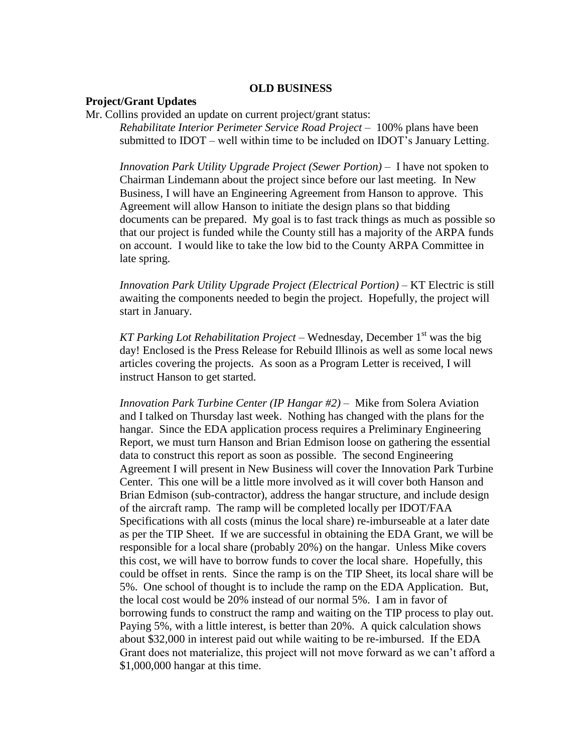## OLD BUSINESS

**Project/Grant Updates**

Mr. Collins provided an update on current project/grant status:

*Rehabilitate Interior Perimeter Service Road Project* – 100% plans have been submitted to IDOT – well within time to be included on IDOT's January Letting.

*Innovation Park Utility Upgrade Project (Sewer Portion)* – I have not spoken to Chairman Lindemann about the project since before our last meeting. In New Business, I will have an Engineering Agreement from Hanson to approve. This Agreement will allow Hanson to initiate the design plans so that bidding documents can be prepared. My goal is to fast track things as much as possible so that our project is funded while the County still has a majority of the ARPA funds on account. I would like to take the low bid to the County ARPA Committee in late spring.

*Innovation Park Utility Upgrade Project (Electrical Portion)* – KT Electric is still awaiting the components needed to begin the project. Hopefully, the project will start in January.

*KT Parking Lot Rehabilitation Project* – Wednesday, December 1st was the big day! Enclosed is the Press Release for Rebuild Illinois as well as some local news articles covering the projects. As soon as a Program Letter is received, I will instruct Hanson to get started.

*Innovation Park Turbine Center (IP Hangar #2)* – Mike from Solera Aviation and I talked on Thursday last week. Nothing has changed with the plans for the hangar. Since the EDA application process requires a Preliminary Engineering Report, we must turn Hanson and Brian Edmison loose on gathering the essential data to construct this report as soon as possible. The second Engineering Agreement I will present in New Business will cover the Innovation Park Turbine Center. This one will be a little more involved as it will cover both Hanson and Brian Edmison (sub-contractor), address the hangar structure, and include design of the aircraft ramp. The ramp will be completed locally per IDOT/FAA Specifications with all costs (minus the local share) re-imburseable at a later date as per the TIP Sheet. If we are successful in obtaining the EDA Grant, we will be responsible for a local share (probably 20%) on the hangar. Unless Mike covers this cost, we will have to borrow funds to cover the local share. Hopefully, this could be offset in rents. Since the ramp is on the TIP Sheet, its local share will be 5%. One school of thought is to include the ramp on the EDA Application. But, the local cost would be 20% instead of our normal 5%. I am in favor of borrowing funds to construct the ramp and waiting on the TIP process to play out. Paying 5%, with a little interest, is better than 20%. A quick calculation shows about $32,000 in interest paid out while waiting to be re-imbursed. If the EDA Grant does not materialize, this project will not move forward as we can't afford a $1,000,000 hangar at this time.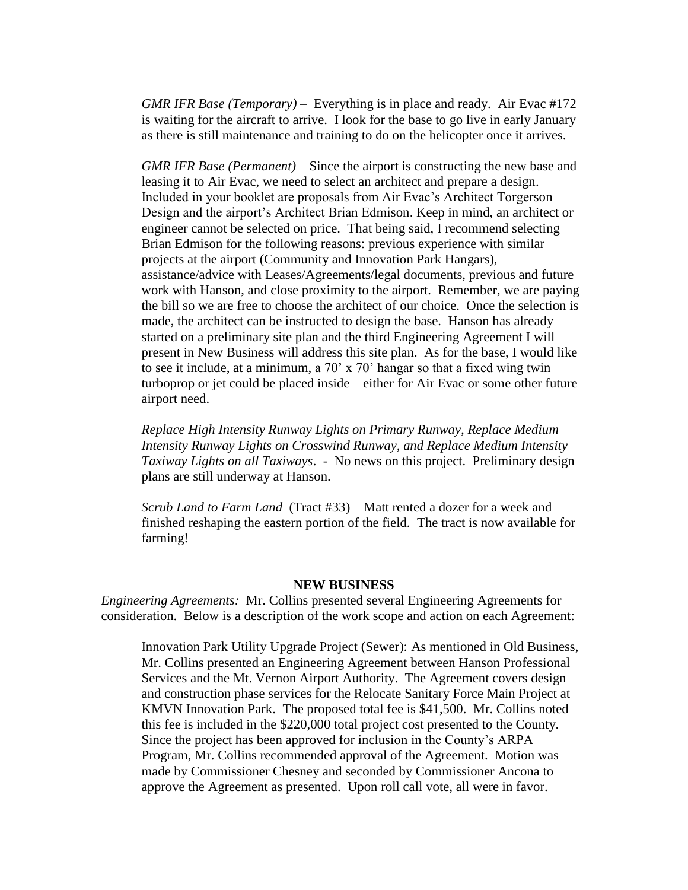*GMR IFR Base (Temporary)* – Everything is in place and ready. Air Evac #172 is waiting for the aircraft to arrive. I look for the base to go live in early January as there is still maintenance and training to do on the helicopter once it arrives.

*GMR IFR Base (Permanent)* – Since the airport is constructing the new base and leasing it to Air Evac, we need to select an architect and prepare a design. Included in your booklet are proposals from Air Evac's Architect Torgerson Design and the airport's Architect Brian Edmison. Keep in mind, an architect or engineer cannot be selected on price. That being said, I recommend selecting Brian Edmison for the following reasons: previous experience with similar projects at the airport (Community and Innovation Park Hangars), assistance/advice with Leases/Agreements/legal documents, previous and future work with Hanson, and close proximity to the airport. Remember, we are paying the bill so we are free to choose the architect of our choice. Once the selection is made, the architect can be instructed to design the base. Hanson has already started on a preliminary site plan and the third Engineering Agreement I will present in New Business will address this site plan. As for the base, I would like to see it include, at a minimum, a 70' x 70' hangar so that a fixed wing twin turboprop or jet could be placed inside – either for Air Evac or some other future airport need.

*Replace High Intensity Runway Lights on Primary Runway, Replace Medium Intensity Runway Lights on Crosswind Runway, and Replace Medium Intensity Taxiway Lights on all Taxiways*. - No news on this project. Preliminary design plans are still underway at Hanson.

*Scrub Land to Farm Land* (Tract #33) – Matt rented a dozer for a week and finished reshaping the eastern portion of the field. The tract is now available for farming!

**NEW BUSINESS**

*Engineering Agreements:* Mr. Collins presented several Engineering Agreements for consideration. Below is a description of the work scope and action on each Agreement:

Innovation Park Utility Upgrade Project (Sewer): As mentioned in Old Business, Mr. Collins presented an Engineering Agreement between Hanson Professional Services and the Mt. Vernon Airport Authority. The Agreement covers design and construction phase services for the Relocate Sanitary Force Main Project at KMVN Innovation Park. The proposed total fee is $41,500. Mr. Collins noted this fee is included in the $220,000 total project cost presented to the County. Since the project has been approved for inclusion in the County's ARPA Program, Mr. Collins recommended approval of the Agreement. Motion was made by Commissioner Chesney and seconded by Commissioner Ancona to approve the Agreement as presented. Upon roll call vote, all were in favor.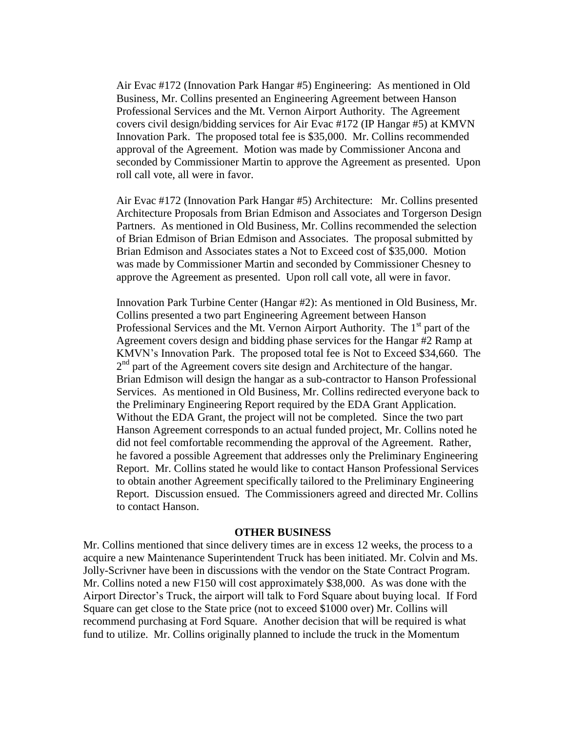Air Evac #172 (Innovation Park Hangar #5) Engineering: As mentioned in Old Business, Mr. Collins presented an Engineering Agreement between Hanson Professional Services and the Mt. Vernon Airport Authority. The Agreement covers civil design/bidding services for Air Evac #172 (IP Hangar #5) at KMVN Innovation Park. The proposed total fee is $35,000. Mr. Collins recommended approval of the Agreement. Motion was made by Commissioner Ancona and seconded by Commissioner Martin to approve the Agreement as presented. Upon roll call vote, all were in favor.

Air Evac #172 (Innovation Park Hangar #5) Architecture: Mr. Collins presented Architecture Proposals from Brian Edmison and Associates and Torgerson Design Partners. As mentioned in Old Business, Mr. Collins recommended the selection of Brian Edmison of Brian Edmison and Associates. The proposal submitted by Brian Edmison and Associates states a Not to Exceed cost of $35,000. Motion was made by Commissioner Martin and seconded by Commissioner Chesney to approve the Agreement as presented. Upon roll call vote, all were in favor.

Innovation Park Turbine Center (Hangar #2): As mentioned in Old Business, Mr. Collins presented a two part Engineering Agreement between Hanson Professional Services and the Mt. Vernon Airport Authority. The 1st part of the Agreement covers design and bidding phase services for the Hangar #2 Ramp at KMVN's Innovation Park. The proposed total fee is Not to Exceed $34,660. The 2nd part of the Agreement covers site design and Architecture of the hangar. Brian Edmison will design the hangar as a sub-contractor to Hanson Professional Services. As mentioned in Old Business, Mr. Collins redirected everyone back to the Preliminary Engineering Report required by the EDA Grant Application. Without the EDA Grant, the project will not be completed. Since the two part Hanson Agreement corresponds to an actual funded project, Mr. Collins noted he did not feel comfortable recommending the approval of the Agreement. Rather, he favored a possible Agreement that addresses only the Preliminary Engineering Report. Mr. Collins stated he would like to contact Hanson Professional Services to obtain another Agreement specifically tailored to the Preliminary Engineering Report. Discussion ensued. The Commissioners agreed and directed Mr. Collins to contact Hanson.

## OTHER BUSINESS

Mr. Collins mentioned that since delivery times are in excess 12 weeks, the process to a acquire a new Maintenance Superintendent Truck has been initiated. Mr. Colvin and Ms. Jolly-Scrivner have been in discussions with the vendor on the State Contract Program. Mr. Collins noted a new F150 will cost approximately $38,000. As was done with the Airport Director's Truck, the airport will talk to Ford Square about buying local. If Ford Square can get close to the State price (not to exceed $1000 over) Mr. Collins will recommend purchasing at Ford Square. Another decision that will be required is what fund to utilize. Mr. Collins originally planned to include the truck in the Momentum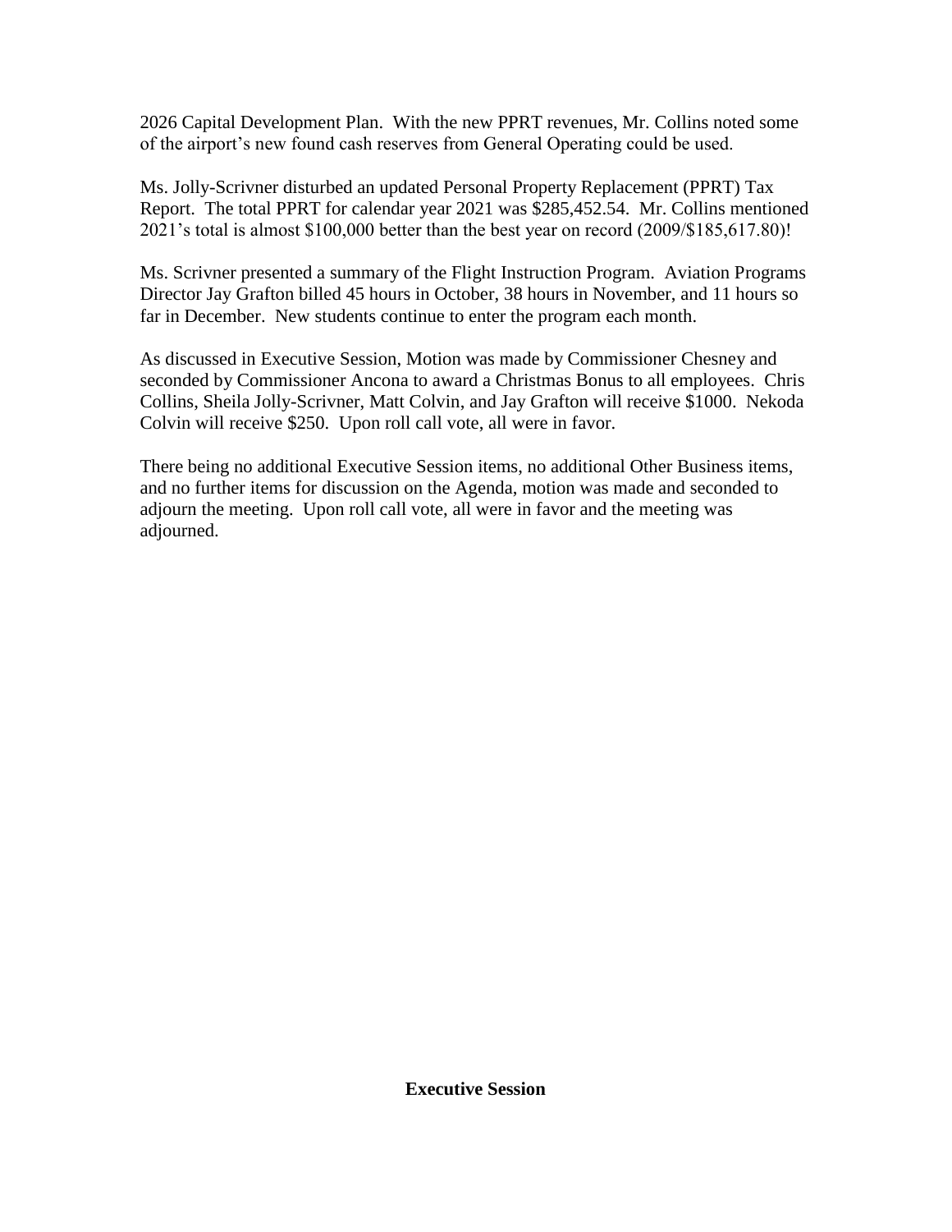2026 Capital Development Plan. With the new PPRT revenues, Mr. Collins noted some of the airport's new found cash reserves from General Operating could be used.

Ms. Jolly-Scrivner disturbed an updated Personal Property Replacement (PPRT) Tax Report. The total PPRT for calendar year 2021 was $285,452.54. Mr. Collins mentioned 2021's total is almost $100,000 better than the best year on record (2009/$185,617.80)!

Ms. Scrivner presented a summary of the Flight Instruction Program. Aviation Programs Director Jay Grafton billed 45 hours in October, 38 hours in November, and 11 hours so far in December. New students continue to enter the program each month.

As discussed in Executive Session, Motion was made by Commissioner Chesney and seconded by Commissioner Ancona to award a Christmas Bonus to all employees. Chris Collins, Sheila Jolly-Scrivner, Matt Colvin, and Jay Grafton will receive $1000. Nekoda Colvin will receive $250. Upon roll call vote, all were in favor.

There being no additional Executive Session items, no additional Other Business items, and no further items for discussion on the Agenda, motion was made and seconded to adjourn the meeting. Upon roll call vote, all were in favor and the meeting was adjourned.

**Executive Session**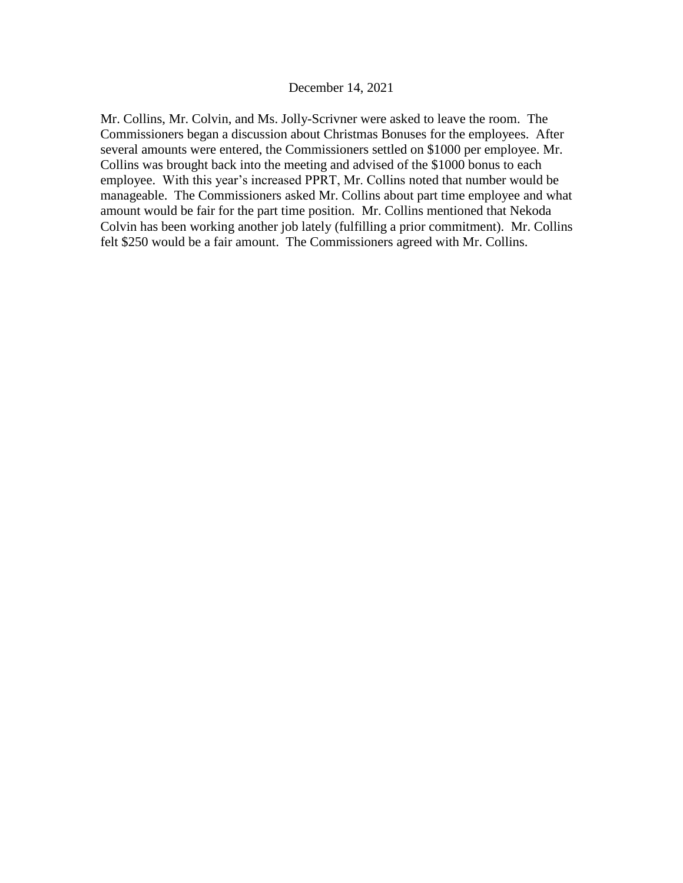December 14, 2021

Mr. Collins, Mr. Colvin, and Ms. Jolly-Scrivner were asked to leave the room. The Commissioners began a discussion about Christmas Bonuses for the employees. After several amounts were entered, the Commissioners settled on $1000 per employee. Mr. Collins was brought back into the meeting and advised of the $1000 bonus to each employee. With this year's increased PPRT, Mr. Collins noted that number would be manageable. The Commissioners asked Mr. Collins about part time employee and what amount would be fair for the part time position. Mr. Collins mentioned that Nekoda Colvin has been working another job lately (fulfilling a prior commitment). Mr. Collins felt $250 would be a fair amount. The Commissioners agreed with Mr. Collins.